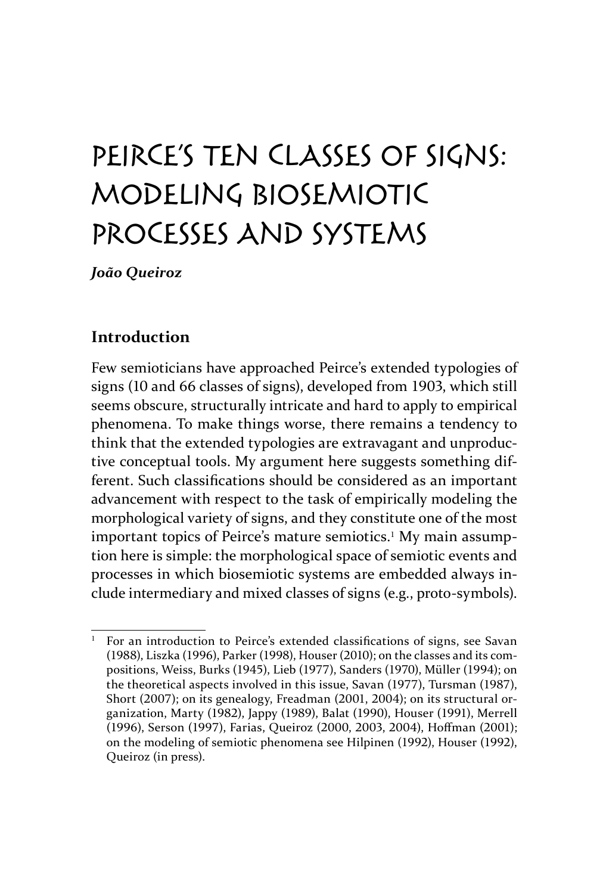# Peirce's Ten Classes of Signs: Modeling Biosemiotic Processes and Systems

***João Queiroz***

## Introduction

Few semioticians have approached Peirce's extended typologies of signs (10 and 66 classes of signs), developed from 1903, which still seems obscure, structurally intricate and hard to apply to empirical phenomena. To make things worse, there remains a tendency to think that the extended typologies are extravagant and unproductive conceptual tools. My argument here suggests something different. Such classifications should be considered as an important advancement with respect to the task of empirically modeling the morphological variety of signs, and they constitute one of the most important topics of Peirce's mature semiotics.[1] My main assumption here is simple: the morphological space of semiotic events and processes in which biosemiotic systems are embedded always include intermediary and mixed classes of signs (e.g., proto-symbols).

[1] For an introduction to Peirce's extended classifications of signs, see Savan (1988), Liszka (1996), Parker (1998), Houser (2010); on the classes and its compositions, Weiss, Burks (1945), Lieb (1977), Sanders (1970), Müller (1994); on the theoretical aspects involved in this issue, Savan (1977), Tursman (1987), Short (2007); on its genealogy, Freadman (2001, 2004); on its structural organization, Marty (1982), Jappy (1989), Balat (1990), Houser (1991), Merrell (1996), Serson (1997), Farias, Queiroz (2000, 2003, 2004), Hoffman (2001); on the modeling of semiotic phenomena see Hilpinen (1992), Houser (1992), Queiroz (in press).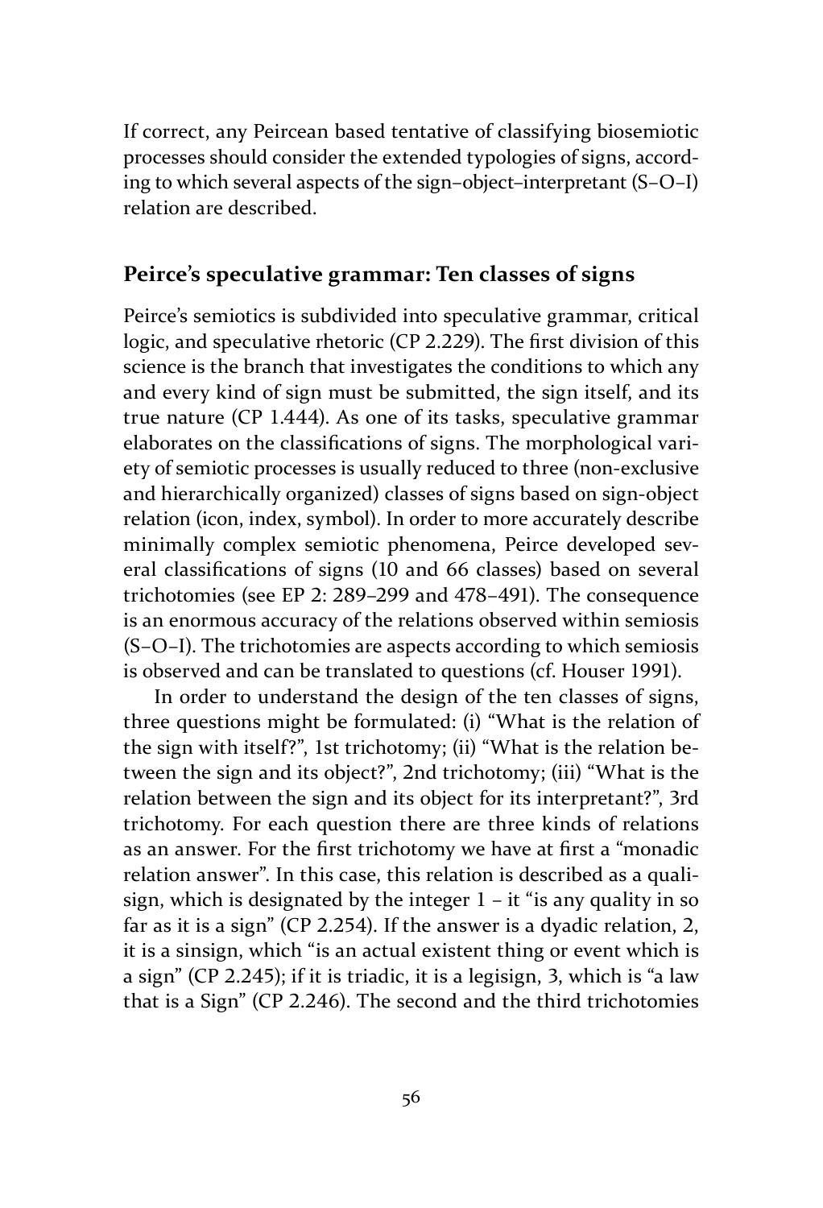If correct, any Peircean based tentative of classifying biosemiotic processes should consider the extended typologies of signs, according to which several aspects of the sign–object–interpretant (S–O–I) relation are described.

## Peirce's speculative grammar: Ten classes of signs

Peirce's semiotics is subdivided into speculative grammar, critical logic, and speculative rhetoric (CP 2.229). The first division of this science is the branch that investigates the conditions to which any and every kind of sign must be submitted, the sign itself, and its true nature (CP 1.444). As one of its tasks, speculative grammar elaborates on the classifications of signs. The morphological variety of semiotic processes is usually reduced to three (non-exclusive and hierarchically organized) classes of signs based on sign-object relation (icon, index, symbol). In order to more accurately describe minimally complex semiotic phenomena, Peirce developed several classifications of signs (10 and 66 classes) based on several trichotomies (see EP 2: 289–299 and 478–491). The consequence is an enormous accuracy of the relations observed within semiosis (S–O–I). The trichotomies are aspects according to which semiosis is observed and can be translated to questions (cf. Houser 1991).

In order to understand the design of the ten classes of signs, three questions might be formulated: (i) "What is the relation of the sign with itself?", 1st trichotomy; (ii) "What is the relation between the sign and its object?", 2nd trichotomy; (iii) "What is the relation between the sign and its object for its interpretant?", 3rd trichotomy. For each question there are three kinds of relations as an answer. For the first trichotomy we have at first a "monadic relation answer". In this case, this relation is described as a qualisign, which is designated by the integer 1 – it "is any quality in so far as it is a sign" (CP 2.254). If the answer is a dyadic relation, 2, it is a sinsign, which "is an actual existent thing or event which is a sign" (CP 2.245); if it is triadic, it is a legisign, 3, which is "a law that is a Sign" (CP 2.246). The second and the third trichotomies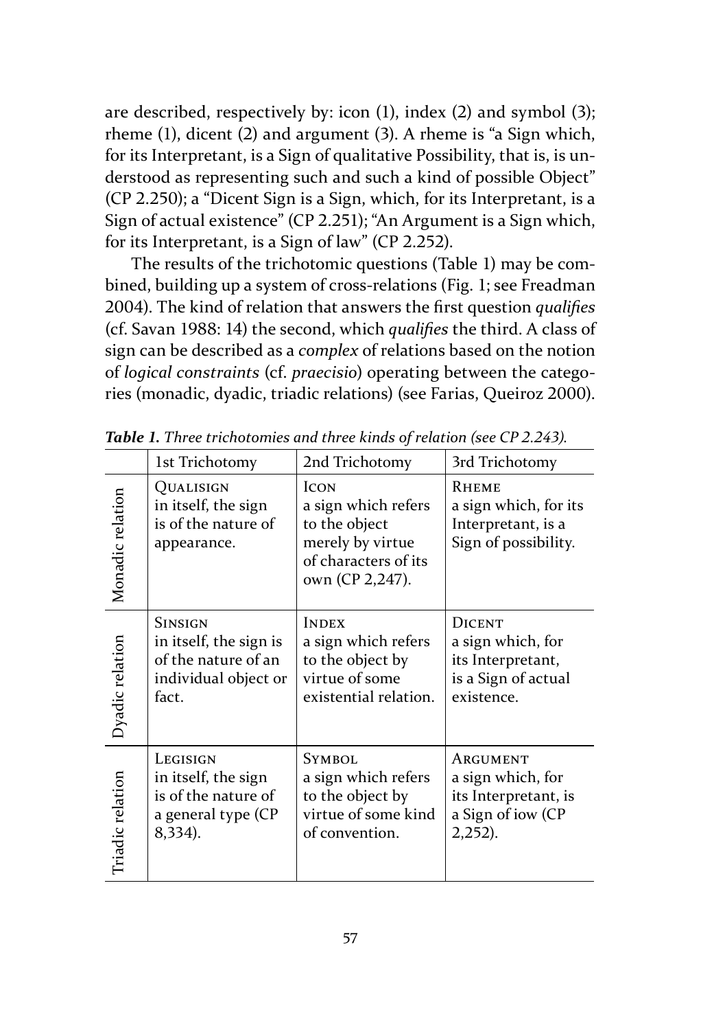are described, respectively by: icon (1), index (2) and symbol (3); rheme (1), dicent (2) and argument (3). A rheme is "a Sign which, for its Interpretant, is a Sign of qualitative Possibility, that is, is understood as representing such and such a kind of possible Object" (CP 2.250); a "Dicent Sign is a Sign, which, for its Interpretant, is a Sign of actual existence" (CP 2.251); "An Argument is a Sign which, for its Interpretant, is a Sign of law" (CP 2.252).

The results of the trichotomic questions (Table 1) may be combined, building up a system of cross-relations (Fig. 1; see Freadman 2004). The kind of relation that answers the first question *qualifies* (cf. Savan 1988: 14) the second, which *qualifies* the third. A class of sign can be described as a *complex* of relations based on the notion of *logical constraints* (cf. *praecisio*) operating between the categories (monadic, dyadic, triadic relations) (see Farias, Queiroz 2000).

***Table 1.*** *Three trichotomies and three kinds of relation (see CP 2.243).*

| | 1st Trichotomy | 2nd Trichotomy | 3rd Trichotomy |
|---|---|---|---|
| Monadic relation | QUALISIGN in itself, the sign is of the nature of appearance. | ICON a sign which refers to the object merely by virtue of characters of its own (CP 2,247). | RHEME a sign which, for its Interpretant, is a Sign of possibility. |
| Dyadic relation | SINSIGN in itself, the sign is of the nature of an individual object or fact. | INDEX a sign which refers to the object by virtue of some existential relation. | DICENT a sign which, for its Interpretant, is a Sign of actual existence. |
| Triadic relation | LEGISIGN in itself, the sign is of the nature of a general type (CP 8,334). | SYMBOL a sign which refers to the object by virtue of some kind of convention. | ARGUMENT a sign which, for its Interpretant, is a Sign of iow (CP 2,252). |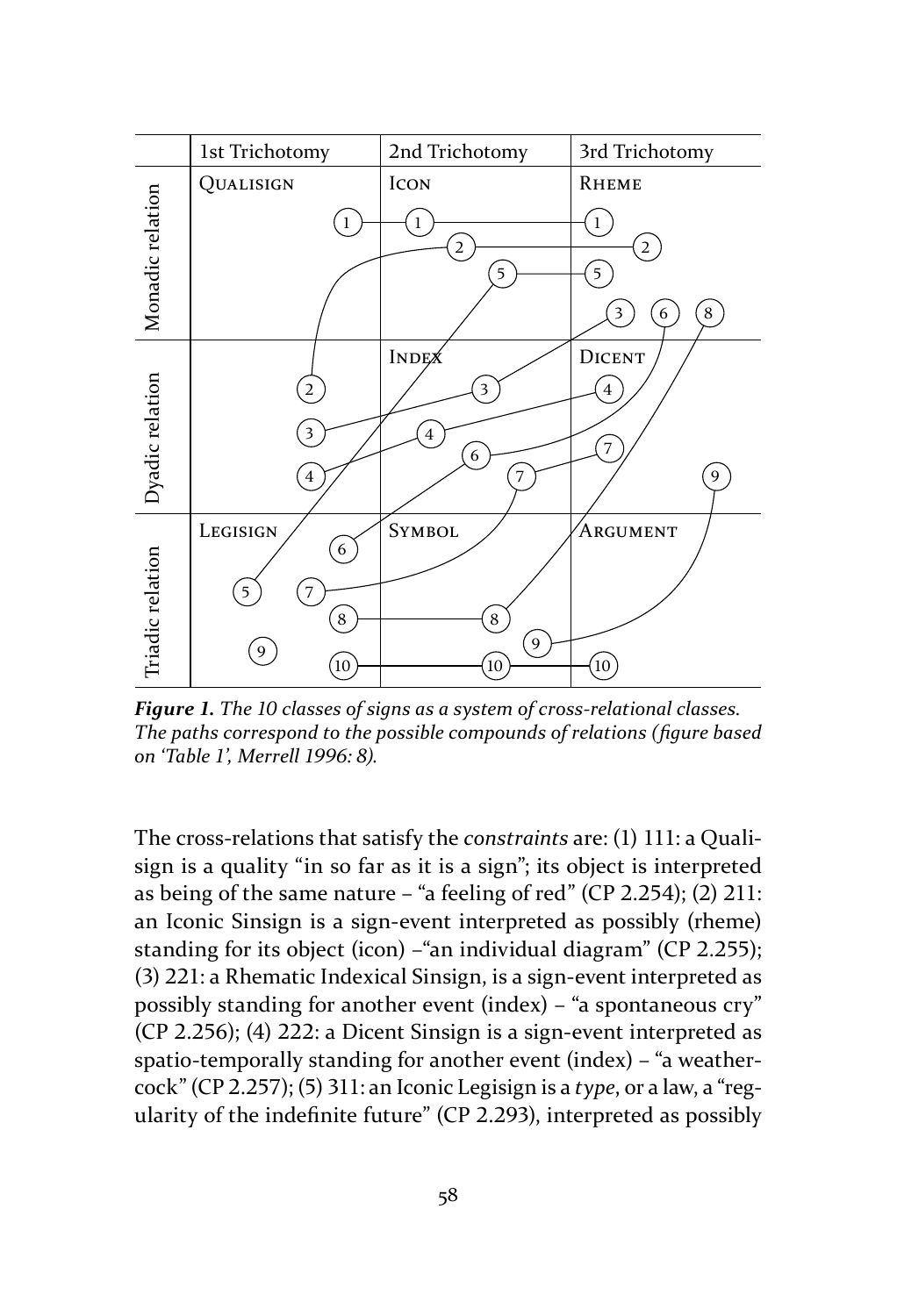| | 1st Trichotomy | 2nd Trichotomy | 3rd Trichotomy |
|---|---|---|---|
| Monadic relation | QUALISIGN | ICON | RHEME |
| Dyadic relation | | INDEX | DICENT |
| Triadic relation | LEGISIGN | SYMBOL | ARGUMENT |

***Figure 1.*** *The 10 classes of signs as a system of cross-relational classes. The paths correspond to the possible compounds of relations (figure based on 'Table 1', Merrell 1996: 8).*

The cross-relations that satisfy the *constraints* are: (1) 111: a Qualisign is a quality "in so far as it is a sign"; its object is interpreted as being of the same nature – "a feeling of red" (CP 2.254); (2) 211: an Iconic Sinsign is a sign-event interpreted as possibly (rheme) standing for its object (icon) –"an individual diagram" (CP 2.255); (3) 221: a Rhematic Indexical Sinsign, is a sign-event interpreted as possibly standing for another event (index) – "a spontaneous cry" (CP 2.256); (4) 222: a Dicent Sinsign is a sign-event interpreted as spatio-temporally standing for another event (index) – "a weathercock" (CP 2.257); (5) 311: an Iconic Legisign is a *type*, or a law, a "regularity of the indefinite future" (CP 2.293), interpreted as possibly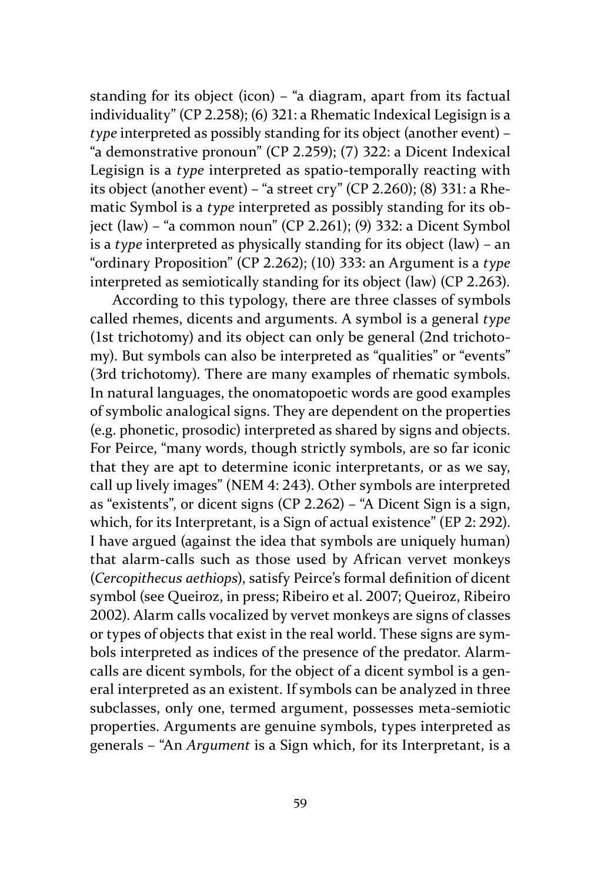standing for its object (icon) – "a diagram, apart from its factual individuality" (CP 2.258); (6) 321: a Rhematic Indexical Legisign is a *type* interpreted as possibly standing for its object (another event) – "a demonstrative pronoun" (CP 2.259); (7) 322: a Dicent Indexical Legisign is a *type* interpreted as spatio-temporally reacting with its object (another event) – "a street cry" (CP 2.260); (8) 331: a Rhematic Symbol is a *type* interpreted as possibly standing for its object (law) – "a common noun" (CP 2.261); (9) 332: a Dicent Symbol is a *type* interpreted as physically standing for its object (law) – an "ordinary Proposition" (CP 2.262); (10) 333: an Argument is a *type* interpreted as semiotically standing for its object (law) (CP 2.263).

According to this typology, there are three classes of symbols called rhemes, dicents and arguments. A symbol is a general *type* (1st trichotomy) and its object can only be general (2nd trichotomy). But symbols can also be interpreted as "qualities" or "events" (3rd trichotomy). There are many examples of rhematic symbols. In natural languages, the onomatopoetic words are good examples of symbolic analogical signs. They are dependent on the properties (e.g. phonetic, prosodic) interpreted as shared by signs and objects. For Peirce, "many words, though strictly symbols, are so far iconic that they are apt to determine iconic interpretants, or as we say, call up lively images" (NEM 4: 243). Other symbols are interpreted as "existents", or dicent signs (CP 2.262) – "A Dicent Sign is a sign, which, for its Interpretant, is a Sign of actual existence" (EP 2: 292). I have argued (against the idea that symbols are uniquely human) that alarm-calls such as those used by African vervet monkeys (*Cercopithecus aethiops*), satisfy Peirce's formal definition of dicent symbol (see Queiroz, in press; Ribeiro et al. 2007; Queiroz, Ribeiro 2002). Alarm calls vocalized by vervet monkeys are signs of classes or types of objects that exist in the real world. These signs are symbols interpreted as indices of the presence of the predator. Alarm-calls are dicent symbols, for the object of a dicent symbol is a general interpreted as an existent. If symbols can be analyzed in three subclasses, only one, termed argument, possesses meta-semiotic properties. Arguments are genuine symbols, types interpreted as generals – "An *Argument* is a Sign which, for its Interpretant, is a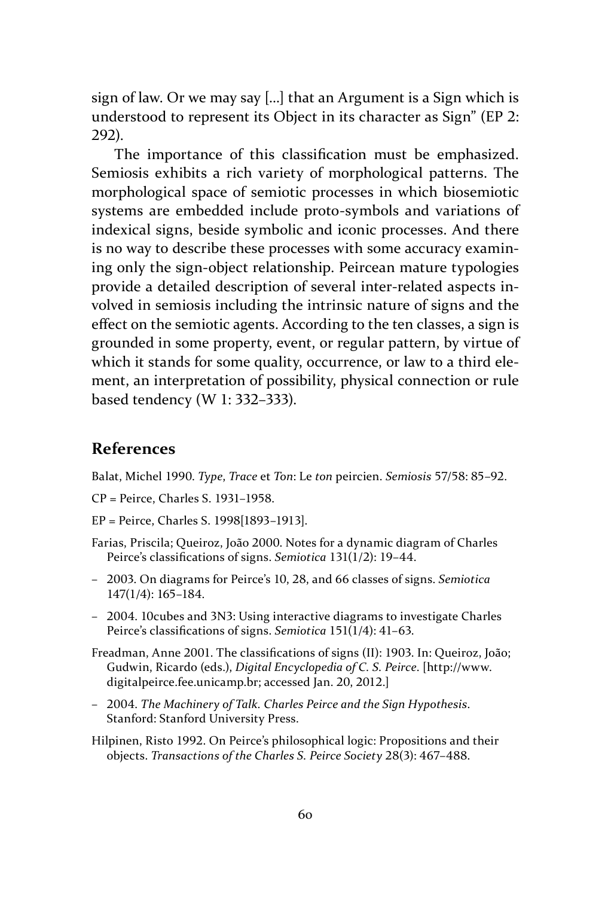sign of law. Or we may say [...] that an Argument is a Sign which is understood to represent its Object in its character as Sign" (EP 2: 292).

The importance of this classification must be emphasized. Semiosis exhibits a rich variety of morphological patterns. The morphological space of semiotic processes in which biosemiotic systems are embedded include proto-symbols and variations of indexical signs, beside symbolic and iconic processes. And there is no way to describe these processes with some accuracy examining only the sign-object relationship. Peircean mature typologies provide a detailed description of several inter-related aspects involved in semiosis including the intrinsic nature of signs and the effect on the semiotic agents. According to the ten classes, a sign is grounded in some property, event, or regular pattern, by virtue of which it stands for some quality, occurrence, or law to a third element, an interpretation of possibility, physical connection or rule based tendency (W 1: 332–333).

## References

Balat, Michel 1990. *Type*, *Trace* et *Ton*: Le *ton* peircien. *Semiosis* 57/58: 85–92.

CP = Peirce, Charles S. 1931–1958.

EP = Peirce, Charles S. 1998[1893–1913].

Farias, Priscila; Queiroz, João 2000. Notes for a dynamic diagram of Charles Peirce's classifications of signs. *Semiotica* 131(1/2): 19–44.

– 2003. On diagrams for Peirce's 10, 28, and 66 classes of signs. *Semiotica* 147(1/4): 165–184.

– 2004. 10cubes and 3N3: Using interactive diagrams to investigate Charles Peirce's classifications of signs. *Semiotica* 151(1/4): 41–63.

Freadman, Anne 2001. The classifications of signs (II): 1903. In: Queiroz, João; Gudwin, Ricardo (eds.), *Digital Encyclopedia of C. S. Peirce*. [http://www.digitalpeirce.fee.unicamp.br; accessed Jan. 20, 2012.]

– 2004. *The Machinery of Talk. Charles Peirce and the Sign Hypothesis*. Stanford: Stanford University Press.

Hilpinen, Risto 1992. On Peirce's philosophical logic: Propositions and their objects. *Transactions of the Charles S. Peirce Society* 28(3): 467–488.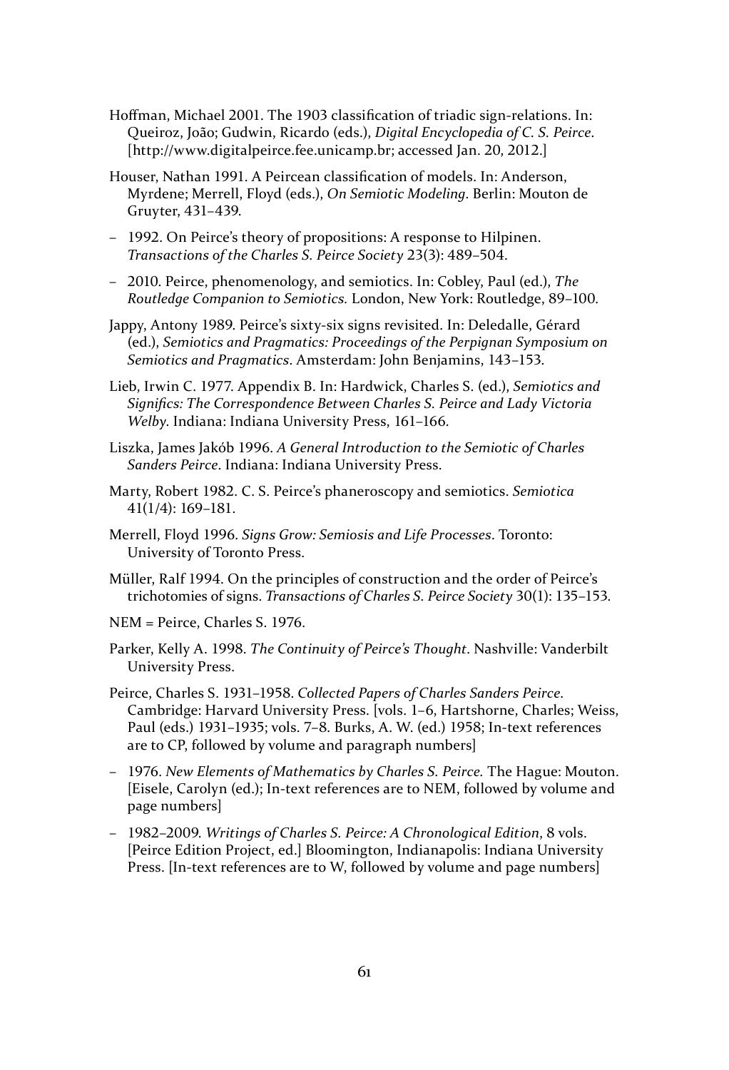Hoffman, Michael 2001. The 1903 classification of triadic sign-relations. In: Queiroz, João; Gudwin, Ricardo (eds.), *Digital Encyclopedia of C. S. Peirce*. [http://www.digitalpeirce.fee.unicamp.br; accessed Jan. 20, 2012.]

Houser, Nathan 1991. A Peircean classification of models. In: Anderson, Myrdene; Merrell, Floyd (eds.), *On Semiotic Modeling*. Berlin: Mouton de Gruyter, 431–439.

– 1992. On Peirce's theory of propositions: A response to Hilpinen. *Transactions of the Charles S. Peirce Society* 23(3): 489–504.

– 2010. Peirce, phenomenology, and semiotics. In: Cobley, Paul (ed.), *The Routledge Companion to Semiotics.* London, New York: Routledge, 89–100.

Jappy, Antony 1989. Peirce's sixty-six signs revisited. In: Deledalle, Gérard (ed.), *Semiotics and Pragmatics: Proceedings of the Perpignan Symposium on Semiotics and Pragmatics*. Amsterdam: John Benjamins, 143–153.

Lieb, Irwin C. 1977. Appendix B. In: Hardwick, Charles S. (ed.), *Semiotics and Significs: The Correspondence Between Charles S. Peirce and Lady Victoria Welby*. Indiana: Indiana University Press, 161–166.

Liszka, James Jakób 1996. *A General Introduction to the Semiotic of Charles Sanders Peirce*. Indiana: Indiana University Press.

Marty, Robert 1982. C. S. Peirce's phaneroscopy and semiotics. *Semiotica* 41(1/4): 169–181.

Merrell, Floyd 1996. *Signs Grow: Semiosis and Life Processes*. Toronto: University of Toronto Press.

Müller, Ralf 1994. On the principles of construction and the order of Peirce's trichotomies of signs. *Transactions of Charles S. Peirce Society* 30(1): 135–153.

NEM = Peirce, Charles S. 1976.

Parker, Kelly A. 1998. *The Continuity of Peirce's Thought*. Nashville: Vanderbilt University Press.

Peirce, Charles S. 1931–1958. *Collected Papers of Charles Sanders Peirce*. Cambridge: Harvard University Press. [vols. 1–6, Hartshorne, Charles; Weiss, Paul (eds.) 1931–1935; vols. 7–8. Burks, A. W. (ed.) 1958; In-text references are to CP, followed by volume and paragraph numbers]

– 1976. *New Elements of Mathematics by Charles S. Peirce.* The Hague: Mouton. [Eisele, Carolyn (ed.); In-text references are to NEM, followed by volume and page numbers]

– 1982–2009. *Writings of Charles S. Peirce: A Chronological Edition*, 8 vols. [Peirce Edition Project, ed.] Bloomington, Indianapolis: Indiana University Press. [In-text references are to W, followed by volume and page numbers]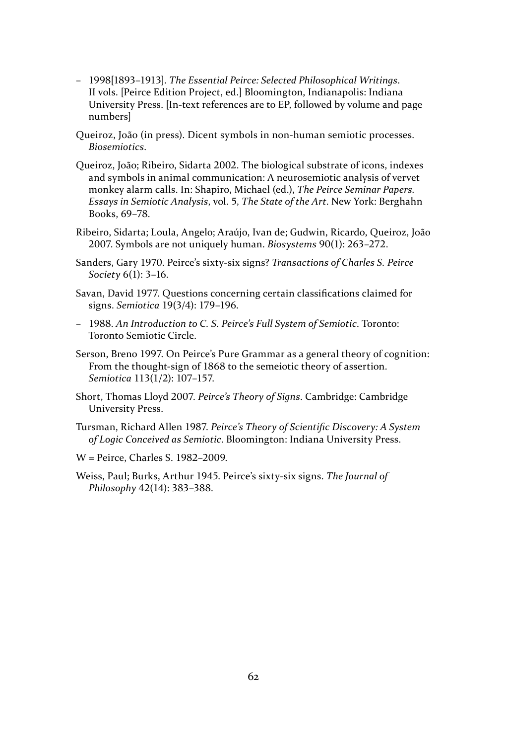– 1998[1893–1913]. *The Essential Peirce: Selected Philosophical Writings*. II vols. [Peirce Edition Project, ed.] Bloomington, Indianapolis: Indiana University Press. [In-text references are to EP, followed by volume and page numbers]

Queiroz, João (in press). Dicent symbols in non-human semiotic processes. *Biosemiotics*.

Queiroz, João; Ribeiro, Sidarta 2002. The biological substrate of icons, indexes and symbols in animal communication: A neurosemiotic analysis of vervet monkey alarm calls. In: Shapiro, Michael (ed.), *The Peirce Seminar Papers. Essays in Semiotic Analysis*, vol. 5, *The State of the Art*. New York: Berghahn Books, 69–78.

Ribeiro, Sidarta; Loula, Angelo; Araújo, Ivan de; Gudwin, Ricardo, Queiroz, João 2007. Symbols are not uniquely human. *Biosystems* 90(1): 263–272.

Sanders, Gary 1970. Peirce's sixty-six signs? *Transactions of Charles S. Peirce Society* 6(1): 3–16.

Savan, David 1977. Questions concerning certain classifications claimed for signs. *Semiotica* 19(3/4): 179–196.

– 1988. *An Introduction to C. S. Peirce's Full System of Semiotic*. Toronto: Toronto Semiotic Circle.

Serson, Breno 1997. On Peirce's Pure Grammar as a general theory of cognition: From the thought-sign of 1868 to the semeiotic theory of assertion. *Semiotica* 113(1/2): 107–157.

Short, Thomas Lloyd 2007. *Peirce's Theory of Signs*. Cambridge: Cambridge University Press.

Tursman, Richard Allen 1987. *Peirce's Theory of Scientific Discovery: A System of Logic Conceived as Semiotic*. Bloomington: Indiana University Press.

W = Peirce, Charles S. 1982–2009.

Weiss, Paul; Burks, Arthur 1945. Peirce's sixty-six signs. *The Journal of Philosophy* 42(14): 383–388.